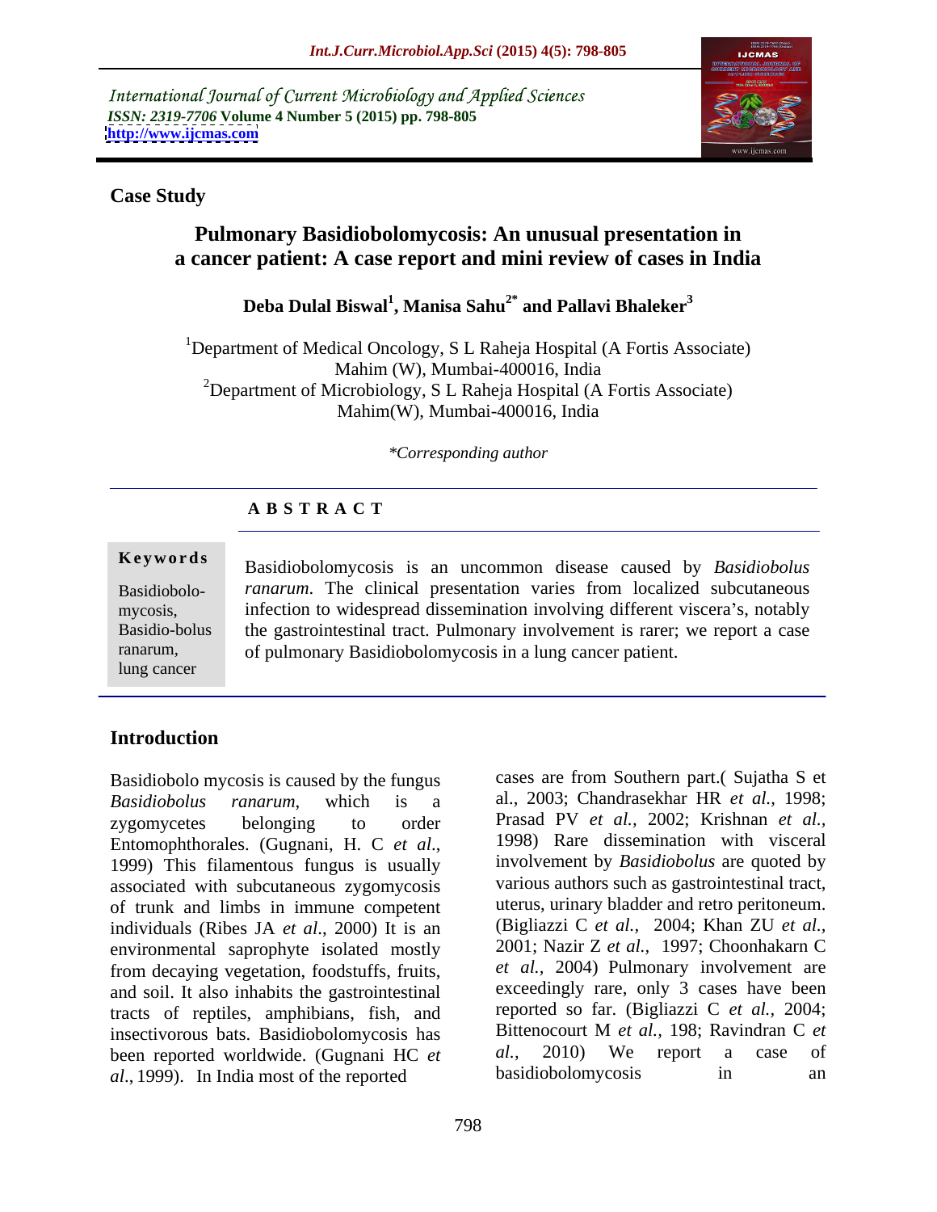International Journal of Current Microbiology and Applied Sciences
*ISSN: 2319-7706* **Volume 4 Number 5 (2015) pp. 798-805**
**http://www.ijcmas.com**

**Case Study**

# Pulmonary Basidiobolomycosis: An unusual presentation in a cancer patient: A case report and mini review of cases in India

**Deba Dulal Biswal[1], Manisa Sahu[2*] and Pallavi Bhaleker[3]**

[1]Department of Medical Oncology, S L Raheja Hospital (A Fortis Associate) Mahim (W), Mumbai-400016, India
[2]Department of Microbiology, S L Raheja Hospital (A Fortis Associate) Mahim(W), Mumbai-400016, India

*\*Corresponding author*

## A B S T R A C T

**Keywords**

Basidiobolomycosis, Basidio-bolus ranarum, lung cancer

Basidiobolomycosis is an uncommon disease caused by *Basidiobolus ranarum*. The clinical presentation varies from localized subcutaneous infection to widespread dissemination involving different viscera's, notably the gastrointestinal tract. Pulmonary involvement is rarer; we report a case of pulmonary Basidiobolomycosis in a lung cancer patient.

## Introduction

Basidiobolo mycosis is caused by the fungus *Basidiobolus ranarum*, which is a zygomycetes belonging to order Entomophthorales. (Gugnani, H. C *et al*., 1999) This filamentous fungus is usually associated with subcutaneous zygomycosis of trunk and limbs in immune competent individuals (Ribes JA *et al*., 2000) It is an environmental saprophyte isolated mostly from decaying vegetation, foodstuffs, fruits, and soil. It also inhabits the gastrointestinal tracts of reptiles, amphibians, fish, and insectivorous bats. Basidiobolomycosis has been reported worldwide. (Gugnani HC *et al*., 1999). In India most of the reported cases are from Southern part.( Sujatha S et al., 2003; Chandrasekhar HR *et al.,* 1998; Prasad PV *et al.,* 2002; Krishnan *et al.,* 1998) Rare dissemination with visceral involvement by *Basidiobolus* are quoted by various authors such as gastrointestinal tract, uterus, urinary bladder and retro peritoneum. (Bigliazzi C *et al.,* 2004; Khan ZU *et al.,* 2001; Nazir Z *et al.,* 1997; Choonhakarn C *et al.,* 2004) Pulmonary involvement are exceedingly rare, only 3 cases have been reported so far. (Bigliazzi C *et al.,* 2004; Bittenocourt M *et al.,* 198; Ravindran C *et al.,* 2010) We report a case of basidiobolomycosis in an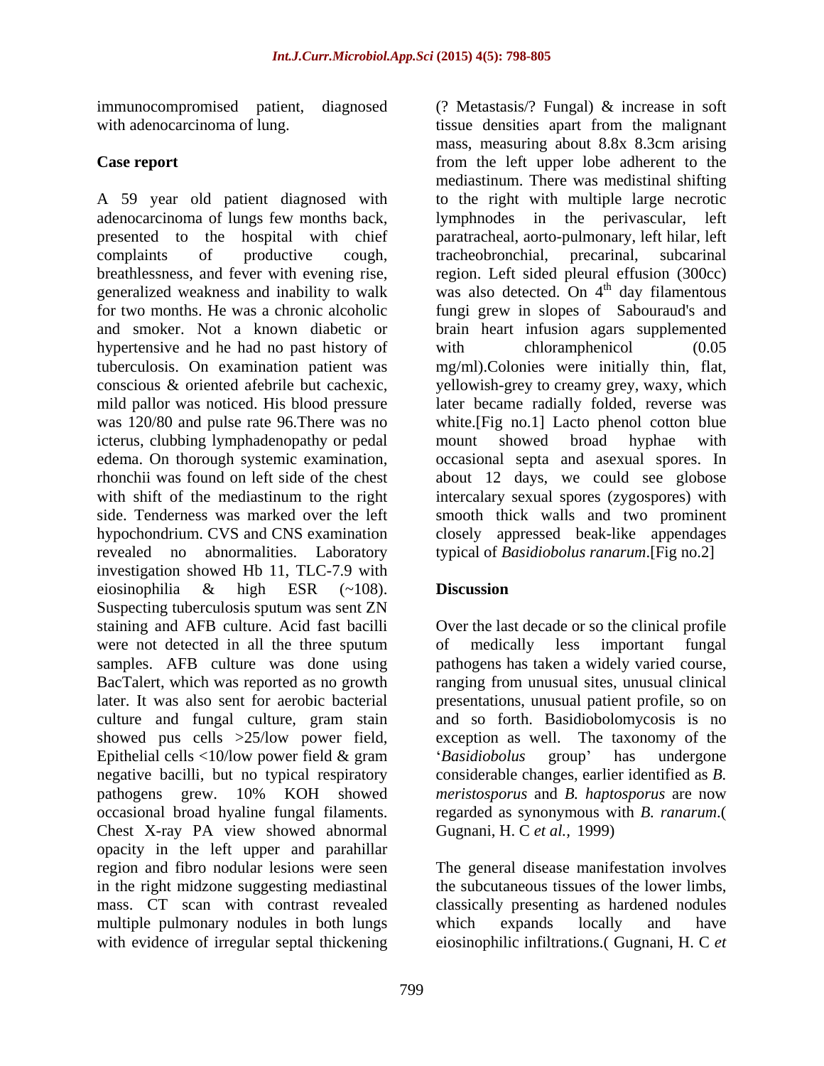immunocompromised patient, diagnosed with adenocarcinoma of lung.

## Case report

A 59 year old patient diagnosed with adenocarcinoma of lungs few months back, presented to the hospital with chief complaints of productive cough, breathlessness, and fever with evening rise, generalized weakness and inability to walk for two months. He was a chronic alcoholic and smoker. Not a known diabetic or hypertensive and he had no past history of tuberculosis. On examination patient was conscious & oriented afebrile but cachexic, mild pallor was noticed. His blood pressure was 120/80 and pulse rate 96.There was no icterus, clubbing lymphadenopathy or pedal edema. On thorough systemic examination, rhonchii was found on left side of the chest with shift of the mediastinum to the right side. Tenderness was marked over the left hypochondrium. CVS and CNS examination revealed no abnormalities. Laboratory investigation showed Hb 11, TLC-7.9 with eiosinophilia & high ESR (~108). Suspecting tuberculosis sputum was sent ZN staining and AFB culture. Acid fast bacilli were not detected in all the three sputum samples. AFB culture was done using BacTalert, which was reported as no growth later. It was also sent for aerobic bacterial culture and fungal culture, gram stain showed pus cells >25/low power field, Epithelial cells <10/low power field & gram negative bacilli, but no typical respiratory pathogens grew. 10% KOH showed occasional broad hyaline fungal filaments. Chest X-ray PA view showed abnormal opacity in the left upper and parahillar region and fibro nodular lesions were seen in the right midzone suggesting mediastinal mass. CT scan with contrast revealed multiple pulmonary nodules in both lungs with evidence of irregular septal thickening (? Metastasis/? Fungal) & increase in soft tissue densities apart from the malignant mass, measuring about 8.8x 8.3cm arising from the left upper lobe adherent to the mediastinum. There was medistinal shifting to the right with multiple large necrotic lymphnodes in the perivascular, left paratracheal, aorto-pulmonary, left hilar, left tracheobronchial, precarinal, subcarinal region. Left sided pleural effusion (300cc) was also detected. On 4th day filamentous fungi grew in slopes of Sabouraud's and brain heart infusion agars supplemented with chloramphenicol (0.05 mg/ml).Colonies were initially thin, flat, yellowish-grey to creamy grey, waxy, which later became radially folded, reverse was white.[Fig no.1] Lacto phenol cotton blue mount showed broad hyphae with occasional septa and asexual spores. In about 12 days, we could see globose intercalary sexual spores (zygospores) with smooth thick walls and two prominent closely appressed beak-like appendages typical of *Basidiobolus ranarum*.[Fig no.2]

## Discussion

Over the last decade or so the clinical profile of medically less important fungal pathogens has taken a widely varied course, ranging from unusual sites, unusual clinical presentations, unusual patient profile, so on and so forth. Basidiobolomycosis is no exception as well. The taxonomy of the '*Basidiobolus* group' has undergone considerable changes, earlier identified as *B. meristosporus* and *B. haptosporus* are now regarded as synonymous with *B. ranarum*.( Gugnani, H. C *et al.,* 1999)

The general disease manifestation involves the subcutaneous tissues of the lower limbs, classically presenting as hardened nodules which expands locally and have eiosinophilic infiltrations.( Gugnani, H. C *et*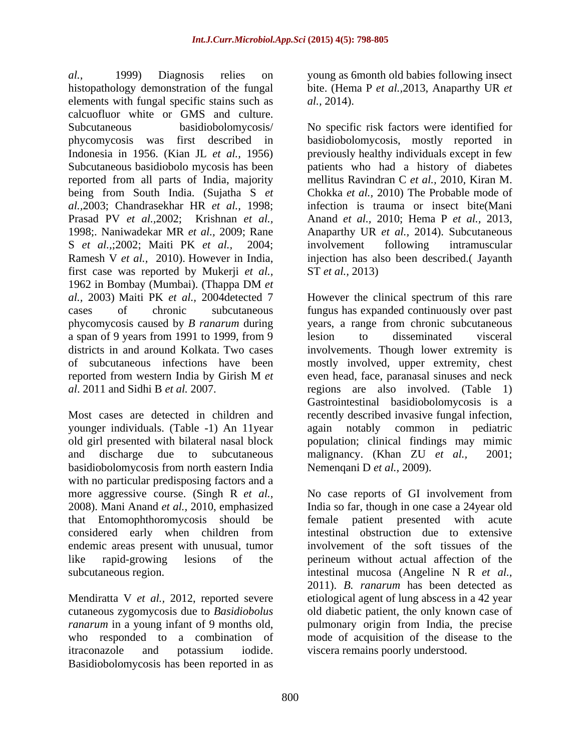*al.,* 1999) Diagnosis relies on histopathology demonstration of the fungal elements with fungal specific stains such as calcuofluor white or GMS and culture. Subcutaneous basidiobolomycosis/ phycomycosis was first described in Indonesia in 1956. (Kian JL *et al.,* 1956) Subcutaneous basidiobolo mycosis has been reported from all parts of India, majority being from South India. (Sujatha S *et al.,*2003; Chandrasekhar HR *et al.,* 1998; Prasad PV *et al.,*2002; Krishnan *et al.,* 1998;. Naniwadekar MR *et al.,* 2009; Rane S *et al.,*;2002; Maiti PK *et al.,* 2004; Ramesh V *et al.,* 2010). However in India, first case was reported by Mukerji *et al.,* 1962 in Bombay (Mumbai). (Thappa DM *et al.,* 2003) Maiti PK *et al.,* 2004detected 7 cases of chronic subcutaneous phycomycosis caused by *B ranarum* during a span of 9 years from 1991 to 1999, from 9 districts in and around Kolkata. Two cases of subcutaneous infections have been reported from western India by Girish M *et al*. 2011 and Sidhi B *et al.* 2007.

Most cases are detected in children and younger individuals. (Table -1) An 11year old girl presented with bilateral nasal block and discharge due to subcutaneous basidiobolomycosis from north eastern India with no particular predisposing factors and a more aggressive course. (Singh R *et al.,* 2008). Mani Anand *et al.,* 2010, emphasized that Entomophthoromycosis should be considered early when children from endemic areas present with unusual, tumor like rapid-growing lesions of the subcutaneous region.

Mendiratta V *et al.,* 2012, reported severe cutaneous zygomycosis due to *Basidiobolus ranarum* in a young infant of 9 months old, who responded to a combination of itraconazole and potassium iodide. Basidiobolomycosis has been reported in as young as 6month old babies following insect bite. (Hema P *et al.,*2013, Anaparthy UR *et al.,* 2014).

No specific risk factors were identified for basidiobolomycosis, mostly reported in previously healthy individuals except in few patients who had a history of diabetes mellitus Ravindran C *et al.,* 2010, Kiran M. Chokka *et al.,* 2010) The Probable mode of infection is trauma or insect bite(Mani Anand *et al.,* 2010; Hema P *et al.,* 2013, Anaparthy UR *et al.,* 2014). Subcutaneous involvement following intramuscular injection has also been described.( Jayanth ST *et al.,* 2013)

However the clinical spectrum of this rare fungus has expanded continuously over past years, a range from chronic subcutaneous lesion to disseminated visceral involvements. Though lower extremity is mostly involved, upper extremity, chest even head, face, paranasal sinuses and neck regions are also involved. (Table 1) Gastrointestinal basidiobolomycosis is a recently described invasive fungal infection, again notably common in pediatric population; clinical findings may mimic malignancy. (Khan ZU *et al.,* 2001; Nemenqani D *et al.,* 2009).

No case reports of GI involvement from India so far, though in one case a 24year old female patient presented with acute intestinal obstruction due to extensive involvement of the soft tissues of the perineum without actual affection of the intestinal mucosa (Angeline N R *et al.,* 2011). *B. ranarum* has been detected as etiological agent of lung abscess in a 42 year old diabetic patient, the only known case of pulmonary origin from India, the precise mode of acquisition of the disease to the viscera remains poorly understood.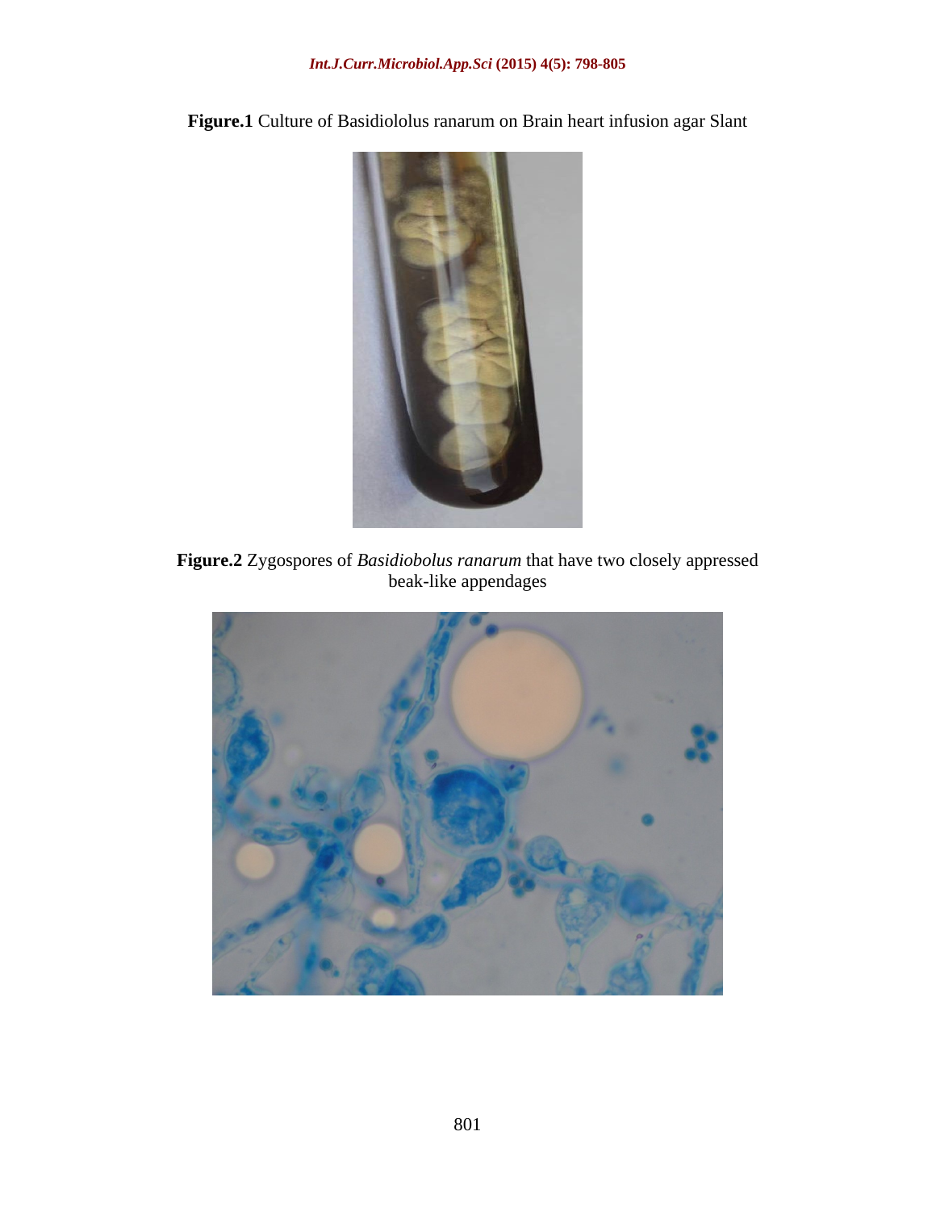**Figure.1** Culture of Basidiololus ranarum on Brain heart infusion agar Slant

**Figure.2** Zygospores of *Basidiobolus ranarum* that have two closely appressed beak-like appendages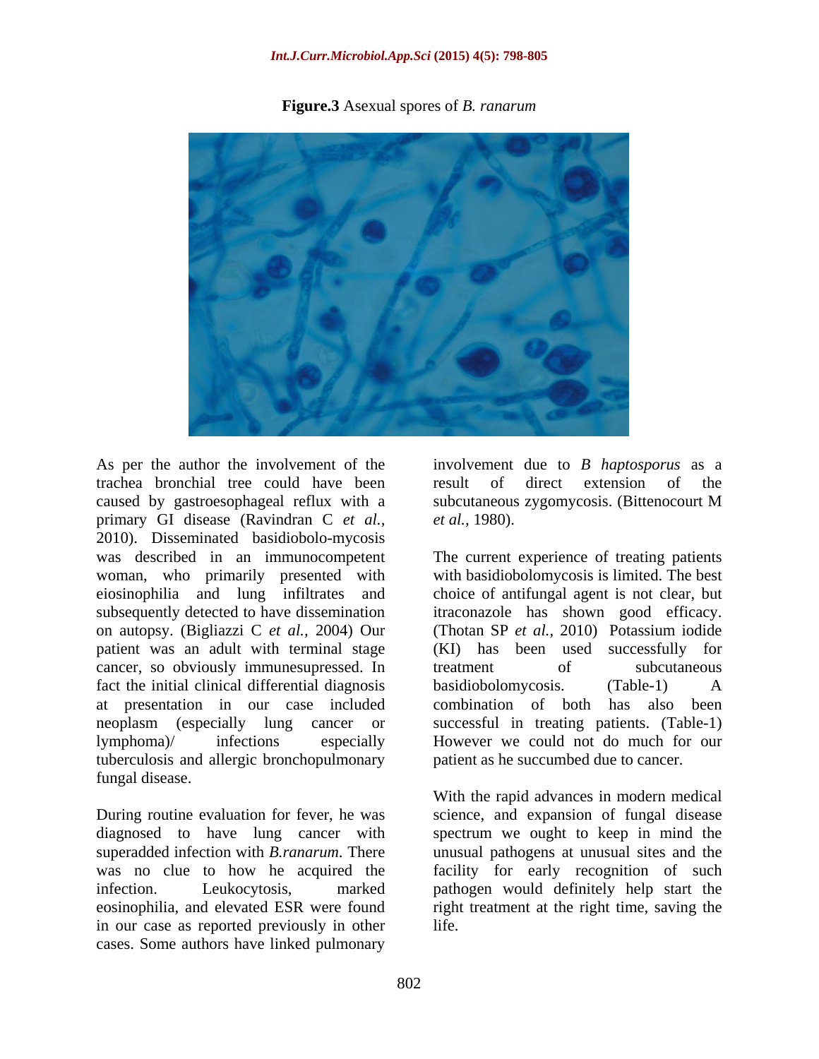**Figure.3** Asexual spores of *B. ranarum*

As per the author the involvement of the trachea bronchial tree could have been caused by gastroesophageal reflux with a primary GI disease (Ravindran C *et al.,* 2010). Disseminated basidiobolo-mycosis was described in an immunocompetent woman, who primarily presented with eiosinophilia and lung infiltrates and subsequently detected to have dissemination on autopsy. (Bigliazzi C *et al.,* 2004) Our patient was an adult with terminal stage cancer, so obviously immunesupressed. In fact the initial clinical differential diagnosis at presentation in our case included neoplasm (especially lung cancer or lymphoma)/ infections especially tuberculosis and allergic bronchopulmonary fungal disease.

During routine evaluation for fever, he was diagnosed to have lung cancer with superadded infection with *B.ranarum*. There was no clue to how he acquired the infection. Leukocytosis, marked eosinophilia, and elevated ESR were found in our case as reported previously in other cases. Some authors have linked pulmonary involvement due to *B haptosporus* as a result of direct extension of the subcutaneous zygomycosis. (Bittenocourt M *et al.,* 1980).

The current experience of treating patients with basidiobolomycosis is limited. The best choice of antifungal agent is not clear, but itraconazole has shown good efficacy. (Thotan SP *et al.,* 2010) Potassium iodide (KI) has been used successfully for treatment of subcutaneous basidiobolomycosis. (Table-1) A combination of both has also been successful in treating patients. (Table-1) However we could not do much for our patient as he succumbed due to cancer.

With the rapid advances in modern medical science, and expansion of fungal disease spectrum we ought to keep in mind the unusual pathogens at unusual sites and the facility for early recognition of such pathogen would definitely help start the right treatment at the right time, saving the life.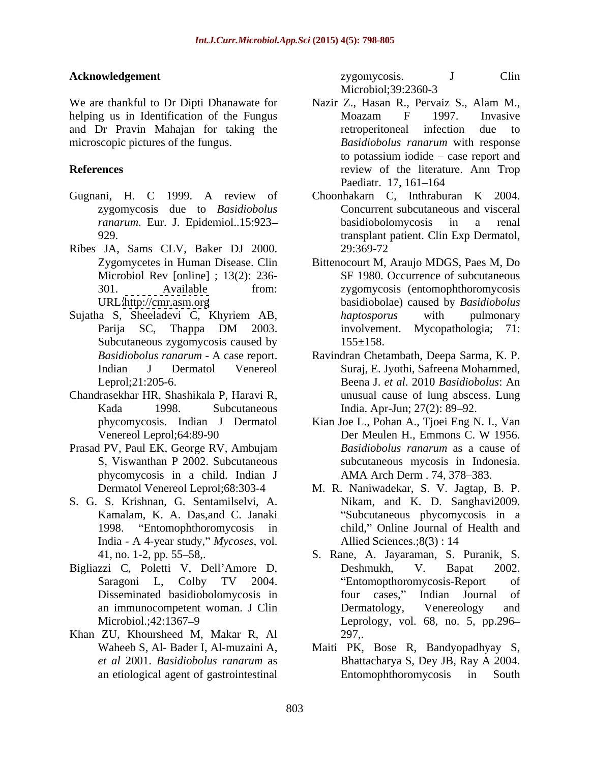## Acknowledgement

We are thankful to Dr Dipti Dhanawate for helping us in Identification of the Fungus and Dr Pravin Mahajan for taking the microscopic pictures of the fungus.

## References

Gugnani, H. C 1999. A review of zygomycosis due to *Basidiobolus ranarum*. Eur. J. Epidemiol..15:923–929.

Ribes JA, Sams CLV, Baker DJ 2000. Zygomycetes in Human Disease. Clin Microbiol Rev [online] ; 13(2): 236-301. Available from: URL:http://cmr.asm.org

Sujatha S, Sheeladevi C, Khyriem AB, Parija SC, Thappa DM 2003. Subcutaneous zygomycosis caused by *Basidiobolus ranarum* - A case report. Indian J Dermatol Venereol Leprol;21:205-6.

Chandrasekhar HR, Shashikala P, Haravi R, Kada 1998. Subcutaneous phycomycosis. Indian J Dermatol Venereol Leprol;64:89-90

Prasad PV, Paul EK, George RV, Ambujam S, Viswanthan P 2002. Subcutaneous phycomycosis in a child. Indian J Dermatol Venereol Leprol;68:303-4

S. G. S. Krishnan, G. Sentamilselvi, A. Kamalam, K. A. Das,and C. Janaki 1998. "Entomophthoromycosis in India - A 4-year study," *Mycoses*, vol. 41, no. 1-2, pp. 55–58,.

Bigliazzi C, Poletti V, Dell'Amore D, Saragoni L, Colby TV 2004. Disseminated basidiobolomycosis in an immunocompetent woman. J Clin Microbiol.;42:1367–9

Khan ZU, Khoursheed M, Makar R, Al Waheeb S, Al- Bader I, Al-muzaini A, *et al* 2001. *Basidiobolus ranarum* as an etiological agent of gastrointestinal zygomycosis. J Clin Microbiol;39:2360-3

Nazir Z., Hasan R., Pervaiz S., Alam M., Moazam F 1997. Invasive retroperitoneal infection due to *Basidiobolus ranarum* with response to potassium iodide – case report and review of the literature. Ann Trop Paediatr. 17, 161–164

Choonhakarn C, Inthraburan K 2004. Concurrent subcutaneous and visceral basidiobolomycosis in a renal transplant patient. Clin Exp Dermatol, 29:369-72

Bittenocourt M, Araujo MDGS, Paes M, Do SF 1980. Occurrence of subcutaneous zygomycosis (entomophthoromycosis basidiobolae) caused by *Basidiobolus haptosporus* with pulmonary involvement. Mycopathologia; 71: 155±158.

Ravindran Chetambath, Deepa Sarma, K. P. Suraj, E. Jyothi, Safreena Mohammed, Beena J. *et al*. 2010 *Basidiobolus*: An unusual cause of lung abscess. Lung India. Apr-Jun; 27(2): 89–92.

Kian Joe L., Pohan A., Tjoei Eng N. I., Van Der Meulen H., Emmons C. W 1956. *Basidiobolus ranarum* as a cause of subcutaneous mycosis in Indonesia. AMA Arch Derm . 74, 378–383.

M. R. Naniwadekar, S. V. Jagtap, B. P. Nikam, and K. D. Sanghavi2009. "Subcutaneous phycomycosis in a child," Online Journal of Health and Allied Sciences.;8(3) : 14

S. Rane, A. Jayaraman, S. Puranik, S. Deshmukh, V. Bapat 2002. "Entomopthoromycosis-Report of four cases," Indian Journal of Dermatology, Venereology and Leprology, vol. 68, no. 5, pp.296–297,.

Maiti PK, Bose R, Bandyopadhyay S, Bhattacharya S, Dey JB, Ray A 2004. Entomophthoromycosis in South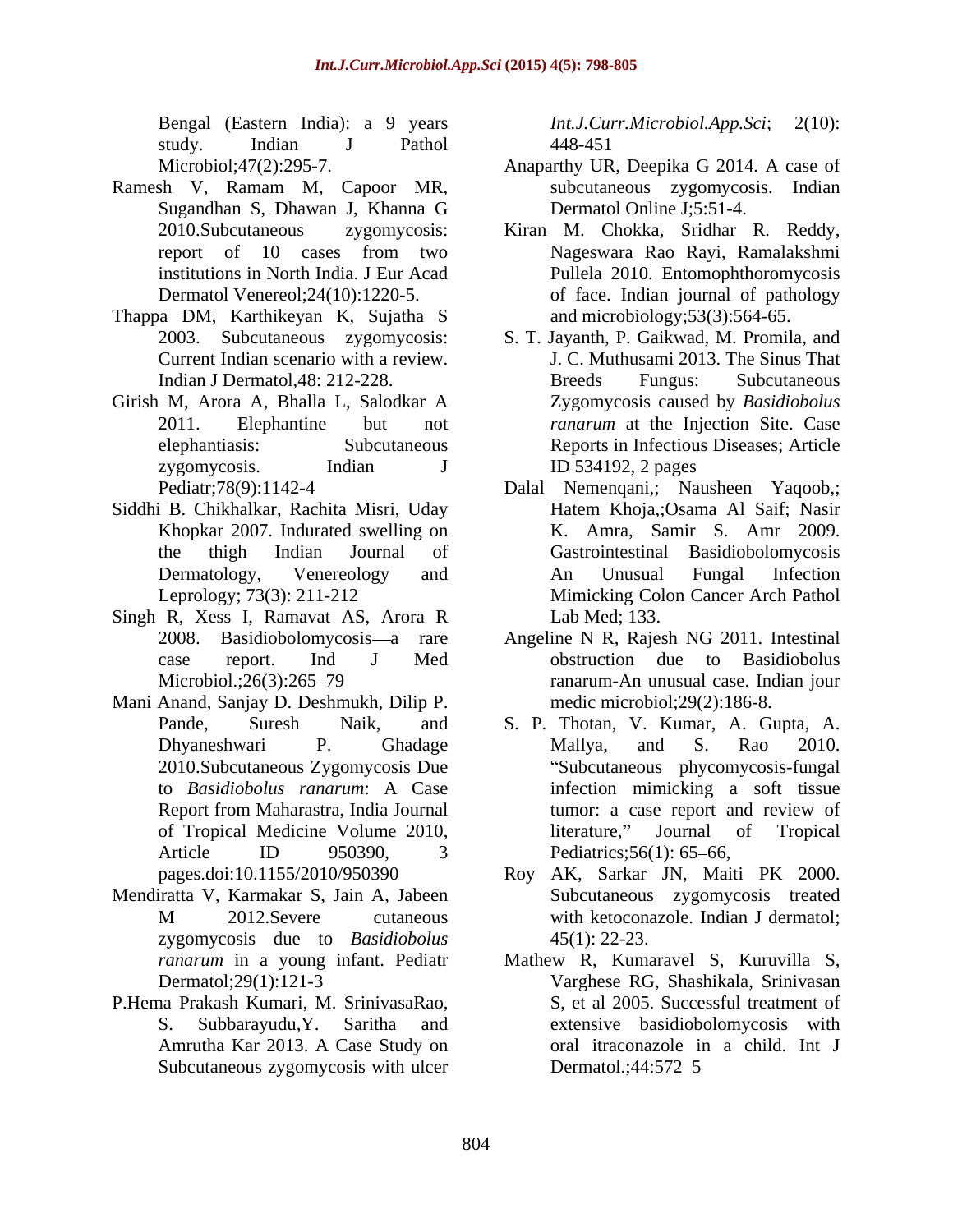Bengal (Eastern India): a 9 years study. Indian J Pathol Microbiol;47(2):295-7.

Ramesh V, Ramam M, Capoor MR, Sugandhan S, Dhawan J, Khanna G 2010.Subcutaneous zygomycosis: report of 10 cases from two institutions in North India. J Eur Acad Dermatol Venereol;24(10):1220-5.

Thappa DM, Karthikeyan K, Sujatha S 2003. Subcutaneous zygomycosis: Current Indian scenario with a review. Indian J Dermatol,48: 212-228.

Girish M, Arora A, Bhalla L, Salodkar A 2011. Elephantine but not elephantiasis: Subcutaneous zygomycosis. Indian J Pediatr;78(9):1142-4

Siddhi B. Chikhalkar, Rachita Misri, Uday Khopkar 2007. Indurated swelling on the thigh Indian Journal of Dermatology, Venereology and Leprology; 73(3): 211-212

Singh R, Xess I, Ramavat AS, Arora R 2008. Basidiobolomycosis—a rare case report. Ind J Med Microbiol.;26(3):265–79

Mani Anand, Sanjay D. Deshmukh, Dilip P. Pande, Suresh Naik, and Dhyaneshwari P. Ghadage 2010.Subcutaneous Zygomycosis Due to *Basidiobolus ranarum*: A Case Report from Maharastra, India Journal of Tropical Medicine Volume 2010, Article ID 950390, 3 pages.doi:10.1155/2010/950390

Mendiratta V, Karmakar S, Jain A, Jabeen M 2012.Severe cutaneous zygomycosis due to *Basidiobolus ranarum* in a young infant. Pediatr Dermatol;29(1):121-3

P.Hema Prakash Kumari, M. SrinivasaRao, S. Subbarayudu,Y. Saritha and Amrutha Kar 2013. A Case Study on Subcutaneous zygomycosis with ulcer *Int.J.Curr.Microbiol.App.Sci*; 2(10): 448-451

Anaparthy UR, Deepika G 2014. A case of subcutaneous zygomycosis. Indian Dermatol Online J;5:51-4.

Kiran M. Chokka, Sridhar R. Reddy, Nageswara Rao Rayi, Ramalakshmi Pullela 2010. Entomophthoromycosis of face. Indian journal of pathology and microbiology;53(3):564-65.

S. T. Jayanth, P. Gaikwad, M. Promila, and J. C. Muthusami 2013. The Sinus That Breeds Fungus: Subcutaneous Zygomycosis caused by *Basidiobolus ranarum* at the Injection Site. Case Reports in Infectious Diseases; Article ID 534192, 2 pages

Dalal Nemenqani,; Nausheen Yaqoob,; Hatem Khoja,;Osama Al Saif; Nasir K. Amra, Samir S. Amr 2009. Gastrointestinal Basidiobolomycosis An Unusual Fungal Infection Mimicking Colon Cancer Arch Pathol Lab Med; 133.

Angeline N R, Rajesh NG 2011. Intestinal obstruction due to Basidiobolus ranarum-An unusual case. Indian jour medic microbiol;29(2):186-8.

S. P. Thotan, V. Kumar, A. Gupta, A. Mallya, and S. Rao 2010. "Subcutaneous phycomycosis-fungal infection mimicking a soft tissue tumor: a case report and review of literature," Journal of Tropical Pediatrics;56(1): 65–66,

Roy AK, Sarkar JN, Maiti PK 2000. Subcutaneous zygomycosis treated with ketoconazole. Indian J dermatol; 45(1): 22-23.

Mathew R, Kumaravel S, Kuruvilla S, Varghese RG, Shashikala, Srinivasan S, et al 2005. Successful treatment of extensive basidiobolomycosis with oral itraconazole in a child. Int J Dermatol.;44:572–5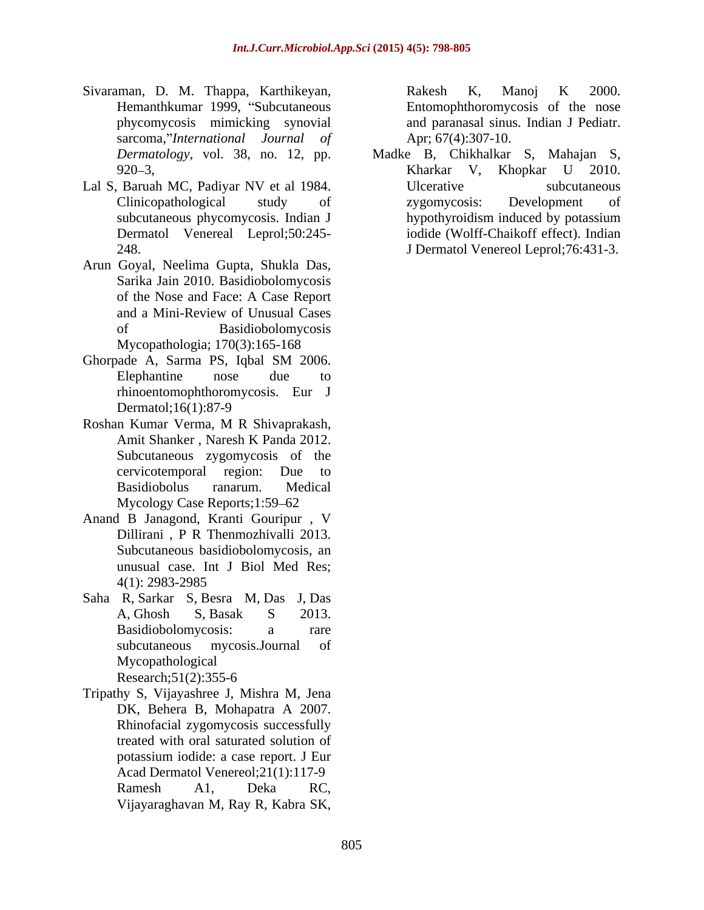Sivaraman, D. M. Thappa, Karthikeyan, Hemanthkumar 1999, "Subcutaneous phycomycosis mimicking synovial sarcoma,"*International Journal of Dermatology*, vol. 38, no. 12, pp. 920–3,

Lal S, Baruah MC, Padiyar NV et al 1984. Clinicopathological study of subcutaneous phycomycosis. Indian J Dermatol Venereal Leprol;50:245-248.

Arun Goyal, Neelima Gupta, Shukla Das, Sarika Jain 2010. Basidiobolomycosis of the Nose and Face: A Case Report and a Mini-Review of Unusual Cases of Basidiobolomycosis Mycopathologia; 170(3):165-168

Ghorpade A, Sarma PS, Iqbal SM 2006. Elephantine nose due to rhinoentomophthoromycosis. Eur J Dermatol;16(1):87-9

Roshan Kumar Verma, M R Shivaprakash, Amit Shanker , Naresh K Panda 2012. Subcutaneous zygomycosis of the cervicotemporal region: Due to Basidiobolus ranarum. Medical Mycology Case Reports;1:59–62

Anand B Janagond, Kranti Gouripur , V Dillirani , P R Thenmozhivalli 2013. Subcutaneous basidiobolomycosis, an unusual case. Int J Biol Med Res; 4(1): 2983-2985

Saha R, Sarkar S, Besra M, Das J, Das A, Ghosh S, Basak S 2013. Basidiobolomycosis: a rare subcutaneous mycosis.Journal of Mycopathological Research;51(2):355-6

Tripathy S, Vijayashree J, Mishra M, Jena DK, Behera B, Mohapatra A 2007. Rhinofacial zygomycosis successfully treated with oral saturated solution of potassium iodide: a case report. J Eur Acad Dermatol Venereol;21(1):117-9 Ramesh A1, Deka RC, Vijayaraghavan M, Ray R, Kabra SK, Rakesh K, Manoj K 2000. Entomophthoromycosis of the nose and paranasal sinus. Indian J Pediatr. Apr; 67(4):307-10.

Madke B, Chikhalkar S, Mahajan S, Kharkar V, Khopkar U 2010. Ulcerative subcutaneous zygomycosis: Development of hypothyroidism induced by potassium iodide (Wolff-Chaikoff effect). Indian J Dermatol Venereol Leprol;76:431-3.